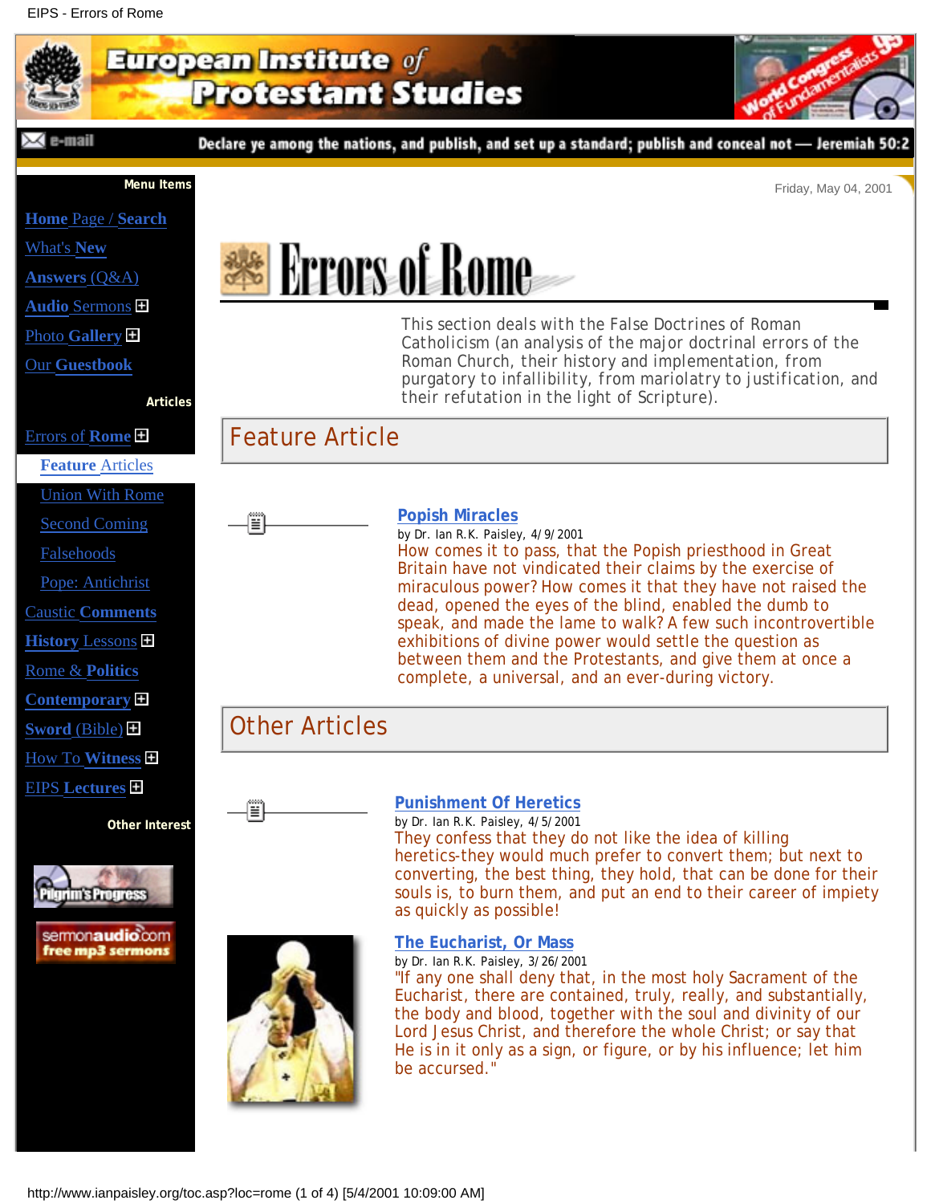European Institute of Protestant Studies

e-mail

Declare ye among the nations, and publish, and set up a standard; publish and conceal not — Jeremiah 50:2

**Menu Items**

- [Home Page / Search]
- [What's New]
- [Answers (Q&A)]
- [Audio Sermons]
- [Photo Gallery]
- [Our Guestbook]

**Articles**

- [Errors of Rome]
  - [Feature Articles]
  - [Union With Rome]
  - [Second Coming]
  - [Falsehoods]
  - [Pope: Antichrist]
- [Caustic Comments]
- [History Lessons]
- [Rome & Politics]
- [Contemporary]
- [Sword (Bible)]
- [How To Witness]
- [EIPS Lectures]

**Other Interest**

Pilgrim's Progress

sermonaudio.com free mp3 sermons

Friday, May 04, 2001

# Errors of Rome

This section deals with the False Doctrines of Roman Catholicism (an analysis of the major doctrinal errors of the Roman Church, their history and implementation, from purgatory to infallibility, from mariolatry to justification, and their refutation in the light of Scripture).

## Feature Article

### Popish Miracles

by Dr. Ian R.K. Paisley, 4/9/2001

How comes it to pass, that the Popish priesthood in Great Britain have not vindicated their claims by the exercise of miraculous power? How comes it that they have not raised the dead, opened the eyes of the blind, enabled the dumb to speak, and made the lame to walk? A few such incontrovertible exhibitions of divine power would settle the question as between them and the Protestants, and give them at once a complete, a universal, and an ever-during victory.

## Other Articles

### Punishment Of Heretics

by Dr. Ian R.K. Paisley, 4/5/2001

They confess that they do not like the idea of killing heretics-they would much prefer to convert them; but next to converting, the best thing, they hold, that can be done for their souls is, to burn them, and put an end to their career of impiety as quickly as possible!

### The Eucharist, Or Mass

by Dr. Ian R.K. Paisley, 3/26/2001

"If any one shall deny that, in the most holy Sacrament of the Eucharist, there are contained, truly, really, and substantially, the body and blood, together with the soul and divinity of our Lord Jesus Christ, and therefore the whole Christ; or say that He is in it only as a sign, or figure, or by his influence; let him be accursed."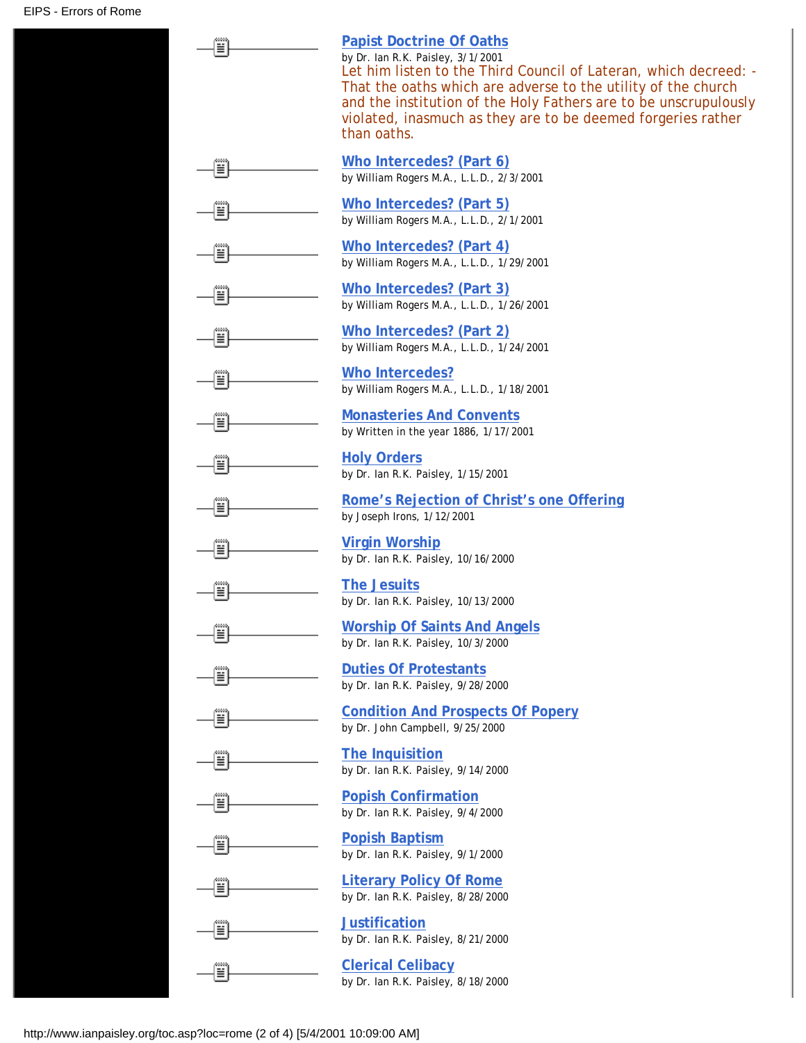**Papist Doctrine Of Oaths**
by Dr. Ian R.K. Paisley, 3/1/2001
Let him listen to the Third Council of Lateran, which decreed: - That the oaths which are adverse to the utility of the church and the institution of the Holy Fathers are to be unscrupulously violated, inasmuch as they are to be deemed forgeries rather than oaths.

**Who Intercedes? (Part 6)**
by William Rogers M.A., L.L.D., 2/3/2001

**Who Intercedes? (Part 5)**
by William Rogers M.A., L.L.D., 2/1/2001

**Who Intercedes? (Part 4)**
by William Rogers M.A., L.L.D., 1/29/2001

**Who Intercedes? (Part 3)**
by William Rogers M.A., L.L.D., 1/26/2001

**Who Intercedes? (Part 2)**
by William Rogers M.A., L.L.D., 1/24/2001

**Who Intercedes?**
by William Rogers M.A., L.L.D., 1/18/2001

**Monasteries And Convents**
by Written in the year 1886, 1/17/2001

**Holy Orders**
by Dr. Ian R.K. Paisley, 1/15/2001

**Rome's Rejection of Christ's one Offering**
by Joseph Irons, 1/12/2001

**Virgin Worship**
by Dr. Ian R.K. Paisley, 10/16/2000

**The Jesuits**
by Dr. Ian R.K. Paisley, 10/13/2000

**Worship Of Saints And Angels**
by Dr. Ian R.K. Paisley, 10/3/2000

**Duties Of Protestants**
by Dr. Ian R.K. Paisley, 9/28/2000

**Condition And Prospects Of Popery**
by Dr. John Campbell, 9/25/2000

**The Inquisition**
by Dr. Ian R.K. Paisley, 9/14/2000

**Popish Confirmation**
by Dr. Ian R.K. Paisley, 9/4/2000

**Popish Baptism**
by Dr. Ian R.K. Paisley, 9/1/2000

**Literary Policy Of Rome**
by Dr. Ian R.K. Paisley, 8/28/2000

**Justification**
by Dr. Ian R.K. Paisley, 8/21/2000

**Clerical Celibacy**
by Dr. Ian R.K. Paisley, 8/18/2000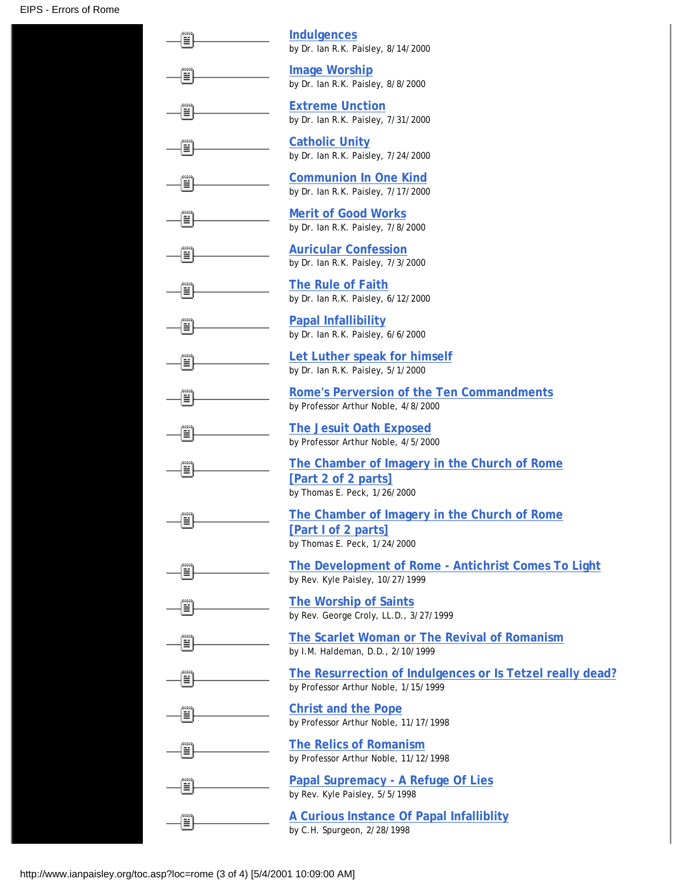[Indulgences](#)
by Dr. Ian R.K. Paisley, 8/14/2000

[Image Worship](#)
by Dr. Ian R.K. Paisley, 8/8/2000

[Extreme Unction](#)
by Dr. Ian R.K. Paisley, 7/31/2000

[Catholic Unity](#)
by Dr. Ian R.K. Paisley, 7/24/2000

[Communion In One Kind](#)
by Dr. Ian R.K. Paisley, 7/17/2000

[Merit of Good Works](#)
by Dr. Ian R.K. Paisley, 7/8/2000

[Auricular Confession](#)
by Dr. Ian R.K. Paisley, 7/3/2000

[The Rule of Faith](#)
by Dr. Ian R.K. Paisley, 6/12/2000

[Papal Infallibility](#)
by Dr. Ian R.K. Paisley, 6/6/2000

[Let Luther speak for himself](#)
by Dr. Ian R.K. Paisley, 5/1/2000

[Rome's Perversion of the Ten Commandments](#)
by Professor Arthur Noble, 4/8/2000

[The Jesuit Oath Exposed](#)
by Professor Arthur Noble, 4/5/2000

[The Chamber of Imagery in the Church of Rome [Part 2 of 2 parts]](#)
by Thomas E. Peck, 1/26/2000

[The Chamber of Imagery in the Church of Rome [Part I of 2 parts]](#)
by Thomas E. Peck, 1/24/2000

[The Development of Rome - Antichrist Comes To Light](#)
by Rev. Kyle Paisley, 10/27/1999

[The Worship of Saints](#)
by Rev. George Croly, LL.D., 3/27/1999

[The Scarlet Woman or The Revival of Romanism](#)
by I.M. Haldeman, D.D., 2/10/1999

[The Resurrection of Indulgences or Is Tetzel really dead?](#)
by Professor Arthur Noble, 1/15/1999

[Christ and the Pope](#)
by Professor Arthur Noble, 11/17/1998

[The Relics of Romanism](#)
by Professor Arthur Noble, 11/12/1998

[Papal Supremacy - A Refuge Of Lies](#)
by Rev. Kyle Paisley, 5/5/1998

[A Curious Instance Of Papal Infalliblity](#)
by C.H. Spurgeon, 2/28/1998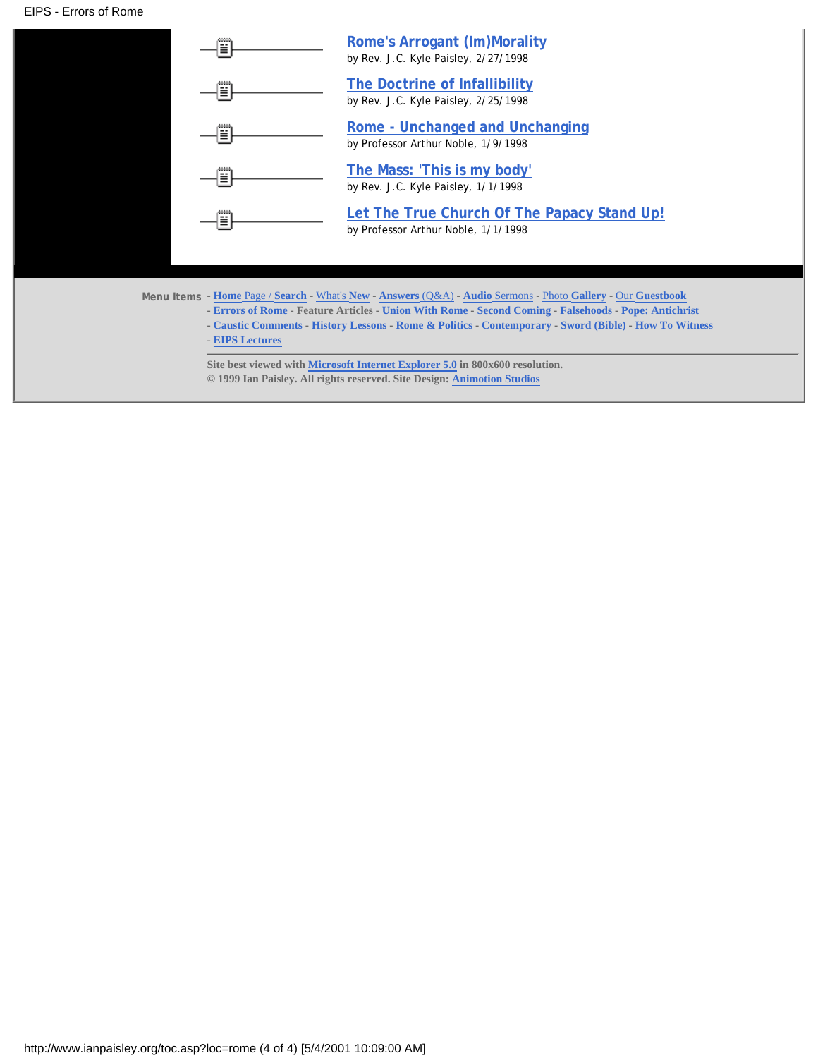[Rome's Arrogant (Im)Morality](#)
by Rev. J.C. Kyle Paisley, 2/27/1998

[The Doctrine of Infallibility](#)
by Rev. J.C. Kyle Paisley, 2/25/1998

[Rome - Unchanged and Unchanging](#)
by Professor Arthur Noble, 1/9/1998

[The Mass: 'This is my body'](#)
by Rev. J.C. Kyle Paisley, 1/1/1998

[Let The True Church Of The Papacy Stand Up!](#)
by Professor Arthur Noble, 1/1/1998

---

**Menu Items** - **Home** Page / **Search** - What's **New** - **Answers** (Q&A) - **Audio** Sermons - Photo **Gallery** - Our **Guestbook** - **Errors of Rome** - Feature Articles - **Union With Rome** - **Second Coming** - **Falsehoods** - **Pope: Antichrist** - **Caustic Comments** - **History Lessons** - **Rome & Politics** - **Contemporary** - **Sword (Bible)** - **How To Witness** - **EIPS Lectures**

---

**Site best viewed with Microsoft Internet Explorer 5.0 in 800x600 resolution.**
**© 1999 Ian Paisley. All rights reserved. Site Design: Animotion Studios**